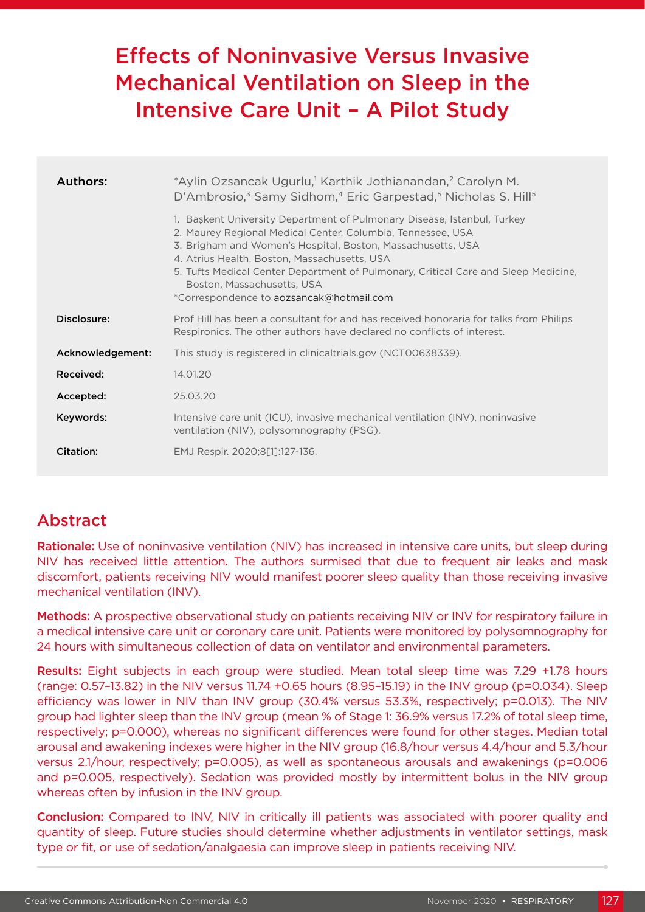# Effects of Noninvasive Versus Invasive Mechanical Ventilation on Sleep in the Intensive Care Unit – A Pilot Study

| | |
|---|---|
| **Authors:** | *Aylin Ozsancak Ugurlu,[1] Karthik Jothianandan,[2] Carolyn M. D'Ambrosio,[3] Samy Sidhom,[4] Eric Garpestad,[5] Nicholas S. Hill[5]<br><br>1. Başkent University Department of Pulmonary Disease, Istanbul, Turkey<br>2. Maurey Regional Medical Center, Columbia, Tennessee, USA<br>3. Brigham and Women's Hospital, Boston, Massachusetts, USA<br>4. Atrius Health, Boston, Massachusetts, USA<br>5. Tufts Medical Center Department of Pulmonary, Critical Care and Sleep Medicine, Boston, Massachusetts, USA<br>*Correspondence to aozsancak@hotmail.com |
| **Disclosure:** | Prof Hill has been a consultant for and has received honoraria for talks from Philips Respironics. The other authors have declared no conflicts of interest. |
| **Acknowledgement:** | This study is registered in clinicaltrials.gov (NCT00638339). |
| **Received:** | 14.01.20 |
| **Accepted:** | 25.03.20 |
| **Keywords:** | Intensive care unit (ICU), invasive mechanical ventilation (INV), noninvasive ventilation (NIV), polysomnography (PSG). |
| **Citation:** | EMJ Respir. 2020;8[1]:127-136. |

## Abstract

**Rationale:** Use of noninvasive ventilation (NIV) has increased in intensive care units, but sleep during NIV has received little attention. The authors surmised that due to frequent air leaks and mask discomfort, patients receiving NIV would manifest poorer sleep quality than those receiving invasive mechanical ventilation (INV).

**Methods:** A prospective observational study on patients receiving NIV or INV for respiratory failure in a medical intensive care unit or coronary care unit. Patients were monitored by polysomnography for 24 hours with simultaneous collection of data on ventilator and environmental parameters.

**Results:** Eight subjects in each group were studied. Mean total sleep time was 7.29 +1.78 hours (range: 0.57–13.82) in the NIV versus 11.74 +0.65 hours (8.95–15.19) in the INV group (p=0.034). Sleep efficiency was lower in NIV than INV group (30.4% versus 53.3%, respectively; p=0.013). The NIV group had lighter sleep than the INV group (mean % of Stage 1: 36.9% versus 17.2% of total sleep time, respectively; p=0.000), whereas no significant differences were found for other stages. Median total arousal and awakening indexes were higher in the NIV group (16.8/hour versus 4.4/hour and 5.3/hour versus 2.1/hour, respectively; p=0.005), as well as spontaneous arousals and awakenings (p=0.006 and p=0.005, respectively). Sedation was provided mostly by intermittent bolus in the NIV group whereas often by infusion in the INV group.

**Conclusion:** Compared to INV, NIV in critically ill patients was associated with poorer quality and quantity of sleep. Future studies should determine whether adjustments in ventilator settings, mask type or fit, or use of sedation/analgaesia can improve sleep in patients receiving NIV.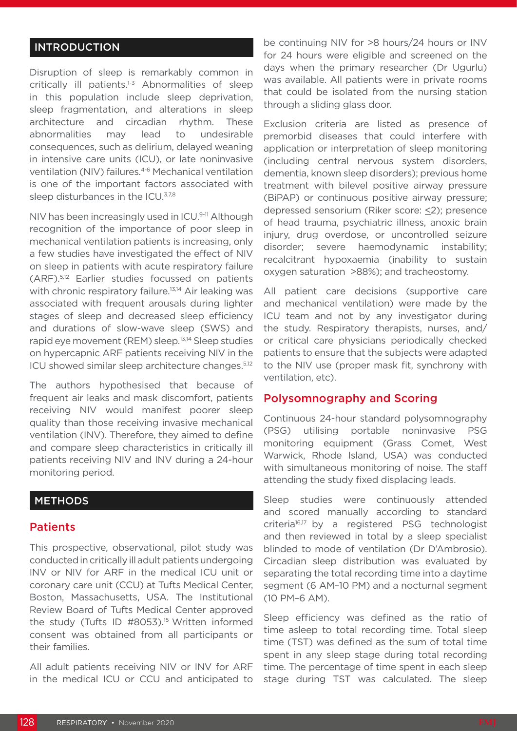## INTRODUCTION

Disruption of sleep is remarkably common in critically ill patients.[1-3] Abnormalities of sleep in this population include sleep deprivation, sleep fragmentation, and alterations in sleep architecture and circadian rhythm. These abnormalities may lead to undesirable consequences, such as delirium, delayed weaning in intensive care units (ICU), or late noninvasive ventilation (NIV) failures.[4-6] Mechanical ventilation is one of the important factors associated with sleep disturbances in the ICU.[3,7,8]

NIV has been increasingly used in ICU.[9-11] Although recognition of the importance of poor sleep in mechanical ventilation patients is increasing, only a few studies have investigated the effect of NIV on sleep in patients with acute respiratory failure (ARF).[5,12] Earlier studies focussed on patients with chronic respiratory failure.[13,14] Air leaking was associated with frequent arousals during lighter stages of sleep and decreased sleep efficiency and durations of slow-wave sleep (SWS) and rapid eye movement (REM) sleep.[13,14] Sleep studies on hypercapnic ARF patients receiving NIV in the ICU showed similar sleep architecture changes.[5,12]

The authors hypothesised that because of frequent air leaks and mask discomfort, patients receiving NIV would manifest poorer sleep quality than those receiving invasive mechanical ventilation (INV). Therefore, they aimed to define and compare sleep characteristics in critically ill patients receiving NIV and INV during a 24-hour monitoring period.

## METHODS

### Patients

This prospective, observational, pilot study was conducted in critically ill adult patients undergoing INV or NIV for ARF in the medical ICU unit or coronary care unit (CCU) at Tufts Medical Center, Boston, Massachusetts, USA. The Institutional Review Board of Tufts Medical Center approved the study (Tufts ID #8053).[15] Written informed consent was obtained from all participants or their families.

All adult patients receiving NIV or INV for ARF in the medical ICU or CCU and anticipated to be continuing NIV for >8 hours/24 hours or INV for 24 hours were eligible and screened on the days when the primary researcher (Dr Ugurlu) was available. All patients were in private rooms that could be isolated from the nursing station through a sliding glass door.

Exclusion criteria are listed as presence of premorbid diseases that could interfere with application or interpretation of sleep monitoring (including central nervous system disorders, dementia, known sleep disorders); previous home treatment with bilevel positive airway pressure (BiPAP) or continuous positive airway pressure; depressed sensorium (Riker score: ≤2); presence of head trauma, psychiatric illness, anoxic brain injury, drug overdose, or uncontrolled seizure disorder; severe haemodynamic instability; recalcitrant hypoxaemia (inability to sustain oxygen saturation >88%); and tracheostomy.

All patient care decisions (supportive care and mechanical ventilation) were made by the ICU team and not by any investigator during the study. Respiratory therapists, nurses, and/or critical care physicians periodically checked patients to ensure that the subjects were adapted to the NIV use (proper mask fit, synchrony with ventilation, etc).

### Polysomnography and Scoring

Continuous 24-hour standard polysomnography (PSG) utilising portable noninvasive PSG monitoring equipment (Grass Comet, West Warwick, Rhode Island, USA) was conducted with simultaneous monitoring of noise. The staff attending the study fixed displacing leads.

Sleep studies were continuously attended and scored manually according to standard criteria[16,17] by a registered PSG technologist and then reviewed in total by a sleep specialist blinded to mode of ventilation (Dr D'Ambrosio). Circadian sleep distribution was evaluated by separating the total recording time into a daytime segment (6 AM–10 PM) and a nocturnal segment (10 PM–6 AM).

Sleep efficiency was defined as the ratio of time asleep to total recording time. Total sleep time (TST) was defined as the sum of total time spent in any sleep stage during total recording time. The percentage of time spent in each sleep stage during TST was calculated. The sleep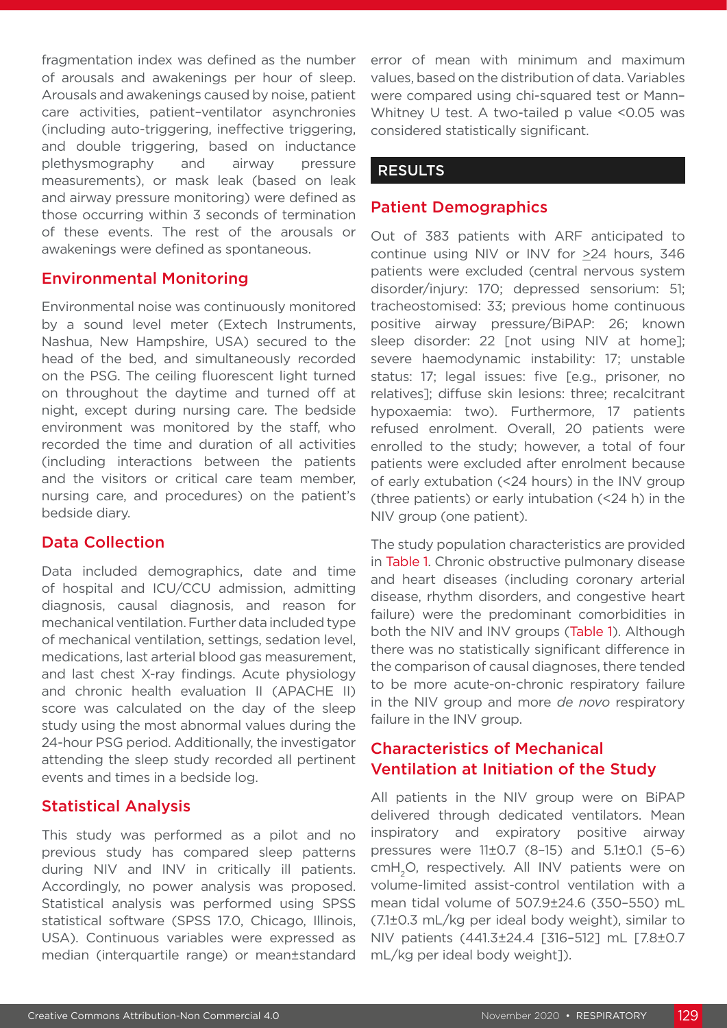fragmentation index was defined as the number of arousals and awakenings per hour of sleep. Arousals and awakenings caused by noise, patient care activities, patient–ventilator asynchronies (including auto-triggering, ineffective triggering, and double triggering, based on inductance plethysmography and airway pressure measurements), or mask leak (based on leak and airway pressure monitoring) were defined as those occurring within 3 seconds of termination of these events. The rest of the arousals or awakenings were defined as spontaneous.

## Environmental Monitoring

Environmental noise was continuously monitored by a sound level meter (Extech Instruments, Nashua, New Hampshire, USA) secured to the head of the bed, and simultaneously recorded on the PSG. The ceiling fluorescent light turned on throughout the daytime and turned off at night, except during nursing care. The bedside environment was monitored by the staff, who recorded the time and duration of all activities (including interactions between the patients and the visitors or critical care team member, nursing care, and procedures) on the patient's bedside diary.

## Data Collection

Data included demographics, date and time of hospital and ICU/CCU admission, admitting diagnosis, causal diagnosis, and reason for mechanical ventilation. Further data included type of mechanical ventilation, settings, sedation level, medications, last arterial blood gas measurement, and last chest X-ray findings. Acute physiology and chronic health evaluation II (APACHE II) score was calculated on the day of the sleep study using the most abnormal values during the 24-hour PSG period. Additionally, the investigator attending the sleep study recorded all pertinent events and times in a bedside log.

## Statistical Analysis

This study was performed as a pilot and no previous study has compared sleep patterns during NIV and INV in critically ill patients. Accordingly, no power analysis was proposed. Statistical analysis was performed using SPSS statistical software (SPSS 17.0, Chicago, Illinois, USA). Continuous variables were expressed as median (interquartile range) or mean±standard error of mean with minimum and maximum values, based on the distribution of data. Variables were compared using chi-squared test or Mann–Whitney U test. A two-tailed p value <0.05 was considered statistically significant.

# RESULTS

## Patient Demographics

Out of 383 patients with ARF anticipated to continue using NIV or INV for ≥24 hours, 346 patients were excluded (central nervous system disorder/injury: 170; depressed sensorium: 51; tracheostomised: 33; previous home continuous positive airway pressure/BiPAP: 26; known sleep disorder: 22 [not using NIV at home]; severe haemodynamic instability: 17; unstable status: 17; legal issues: five [e.g., prisoner, no relatives]; diffuse skin lesions: three; recalcitrant hypoxaemia: two). Furthermore, 17 patients refused enrolment. Overall, 20 patients were enrolled to the study; however, a total of four patients were excluded after enrolment because of early extubation (<24 hours) in the INV group (three patients) or early intubation (<24 h) in the NIV group (one patient).

The study population characteristics are provided in Table 1. Chronic obstructive pulmonary disease and heart diseases (including coronary arterial disease, rhythm disorders, and congestive heart failure) were the predominant comorbidities in both the NIV and INV groups (Table 1). Although there was no statistically significant difference in the comparison of causal diagnoses, there tended to be more acute-on-chronic respiratory failure in the NIV group and more *de novo* respiratory failure in the INV group.

## Characteristics of Mechanical Ventilation at Initiation of the Study

All patients in the NIV group were on BiPAP delivered through dedicated ventilators. Mean inspiratory and expiratory positive airway pressures were 11±0.7 (8–15) and 5.1±0.1 (5–6) $cmH_2O$, respectively. All INV patients were on volume-limited assist-control ventilation with a mean tidal volume of 507.9±24.6 (350–550) mL (7.1±0.3 mL/kg per ideal body weight), similar to NIV patients (441.3±24.4 [316–512] mL [7.8±0.7 mL/kg per ideal body weight]).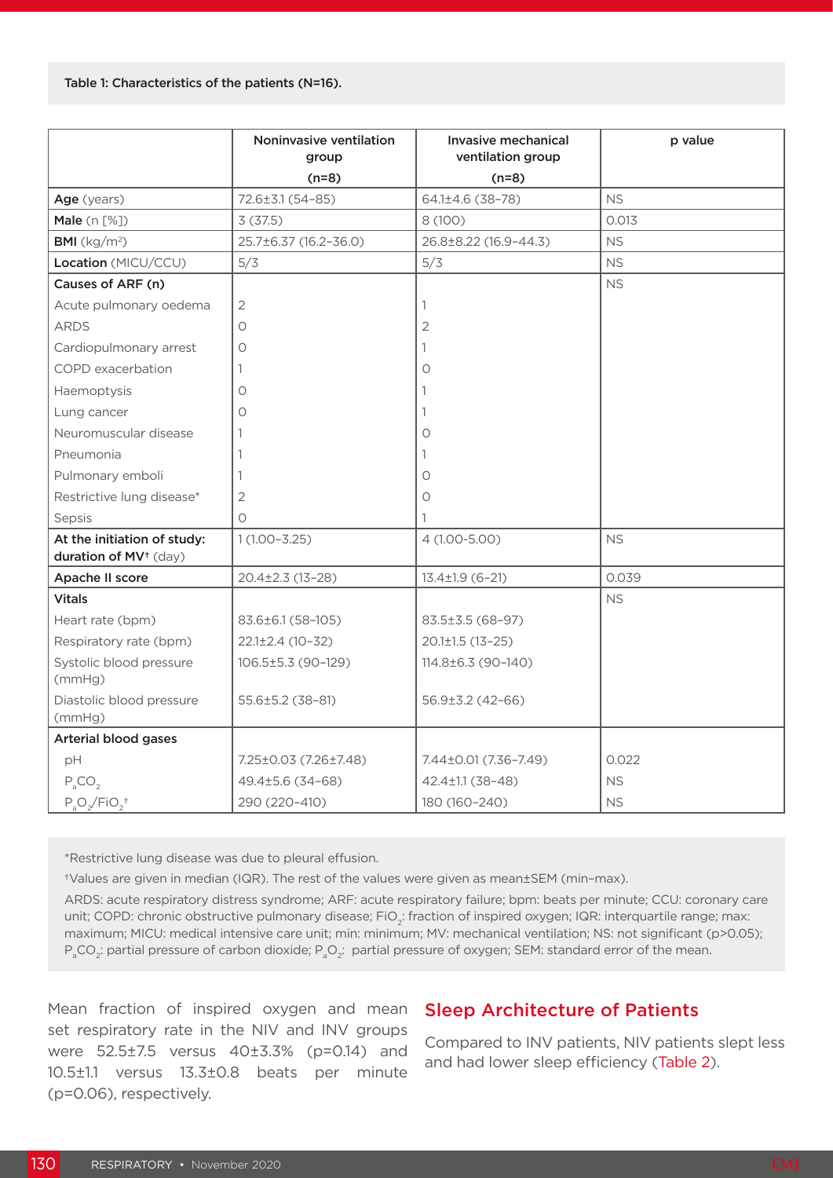Table 1: Characteristics of the patients (N=16).

| | Noninvasive ventilation group (n=8) | Invasive mechanical ventilation group (n=8) | p value |
|---|---|---|---|
| **Age** (years) | 72.6±3.1 (54–85) | 64.1±4.6 (38–78) | NS |
| **Male** (n [%]) | 3 (37.5) | 8 (100) | 0.013 |
| **BMI** ($kg/m^2$) | 25.7±6.37 (16.2–36.0) | 26.8±8.22 (16.9–44.3) | NS |
| **Location** (MICU/CCU) | 5/3 | 5/3 | NS |
| **Causes of ARF (n)** | | | NS |
| Acute pulmonary oedema | 2 | 1 | |
| ARDS | 0 | 2 | |
| Cardiopulmonary arrest | 0 | 1 | |
| COPD exacerbation | 1 | 0 | |
| Haemoptysis | 0 | 1 | |
| Lung cancer | 0 | 1 | |
| Neuromuscular disease | 1 | 0 | |
| Pneumonia | 1 | 1 | |
| Pulmonary emboli | 1 | 0 | |
| Restrictive lung disease* | 2 | 0 | |
| Sepsis | 0 | 1 | |
| **At the initiation of study: duration of MV**† (day) | 1 (1.00–3.25) | 4 (1.00-5.00) | NS |
| **Apache II score** | 20.4±2.3 (13–28) | 13.4±1.9 (6–21) | 0.039 |
| **Vitals** | | | NS |
| Heart rate (bpm) | 83.6±6.1 (58–105) | 83.5±3.5 (68–97) | |
| Respiratory rate (bpm) | 22.1±2.4 (10–32) | 20.1±1.5 (13–25) | |
| Systolic blood pressure (mmHg) | 106.5±5.3 (90–129) | 114.8±6.3 (90–140) | |
| Diastolic blood pressure (mmHg) | 55.6±5.2 (38–81) | 56.9±3.2 (42–66) | |
| **Arterial blood gases** | | | |
| pH | 7.25±0.03 (7.26±7.48) | 7.44±0.01 (7.36–7.49) | 0.022 |
| $P_aCO_2$ | 49.4±5.6 (34–68) | 42.4±1.1 (38–48) | NS |
| $P_aO_2/FiO_2$† | 290 (220–410) | 180 (160–240) | NS |

*Restrictive lung disease was due to pleural effusion.

†Values are given in median (IQR). The rest of the values were given as mean±SEM (min–max).

ARDS: acute respiratory distress syndrome; ARF: acute respiratory failure; bpm: beats per minute; CCU: coronary care unit; COPD: chronic obstructive pulmonary disease; $FiO_2$: fraction of inspired oxygen; IQR: interquartile range; max: maximum; MICU: medical intensive care unit; min: minimum; MV: mechanical ventilation; NS: not significant ($p>0.05$); $P_aCO_2$: partial pressure of carbon dioxide; $P_aO_2$: partial pressure of oxygen; SEM: standard error of the mean.

Mean fraction of inspired oxygen and mean set respiratory rate in the NIV and INV groups were 52.5±7.5 versus 40±3.3% (p=0.14) and 10.5±1.1 versus 13.3±0.8 beats per minute (p=0.06), respectively.

## Sleep Architecture of Patients

Compared to INV patients, NIV patients slept less and had lower sleep efficiency (Table 2).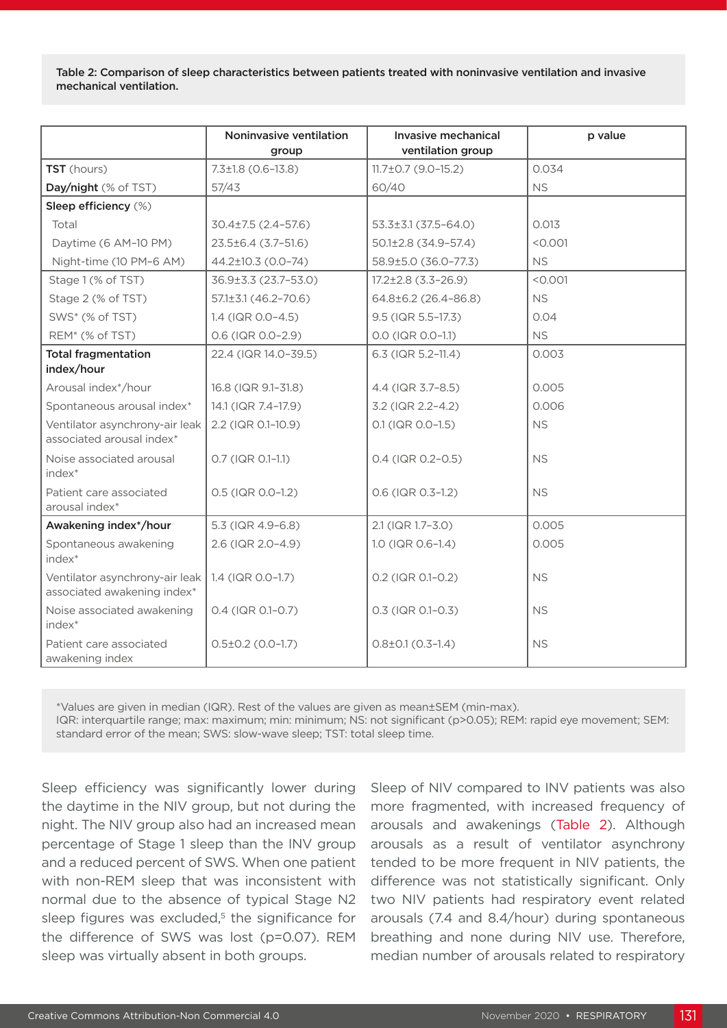**Table 2: Comparison of sleep characteristics between patients treated with noninvasive ventilation and invasive mechanical ventilation.**

| | Noninvasive ventilation group | Invasive mechanical ventilation group | p value |
|---|---|---|---|
| **TST** (hours) | 7.3±1.8 (0.6–13.8) | 11.7±0.7 (9.0–15.2) | 0.034 |
| **Day/night** (% of TST) | 57/43 | 60/40 | NS |
| **Sleep efficiency** (%) | | | |
| Total | 30.4±7.5 (2.4–57.6) | 53.3±3.1 (37.5–64.0) | 0.013 |
| Daytime (6 AM–10 PM) | 23.5±6.4 (3.7–51.6) | 50.1±2.8 (34.9–57.4) | <0.001 |
| Night-time (10 PM–6 AM) | 44.2±10.3 (0.0–74) | 58.9±5.0 (36.0–77.3) | NS |
| Stage 1 (% of TST) | 36.9±3.3 (23.7–53.0) | 17.2±2.8 (3.3–26.9) | <0.001 |
| Stage 2 (% of TST) | 57.1±3.1 (46.2–70.6) | 64.8±6.2 (26.4–86.8) | NS |
| SWS* (% of TST) | 1.4 (IQR 0.0–4.5) | 9.5 (IQR 5.5–17.3) | 0.04 |
| REM* (% of TST) | 0.6 (IQR 0.0–2.9) | 0.0 (IQR 0.0–1.1) | NS |
| **Total fragmentation index/hour** | 22.4 (IQR 14.0–39.5) | 6.3 (IQR 5.2–11.4) | 0.003 |
| Arousal index*/hour | 16.8 (IQR 9.1–31.8) | 4.4 (IQR 3.7–8.5) | 0.005 |
| Spontaneous arousal index* | 14.1 (IQR 7.4–17.9) | 3.2 (IQR 2.2–4.2) | 0.006 |
| Ventilator asynchrony-air leak associated arousal index* | 2.2 (IQR 0.1–10.9) | 0.1 (IQR 0.0–1.5) | NS |
| Noise associated arousal index* | 0.7 (IQR 0.1–1.1) | 0.4 (IQR 0.2–0.5) | NS |
| Patient care associated arousal index* | 0.5 (IQR 0.0–1.2) | 0.6 (IQR 0.3–1.2) | NS |
| **Awakening index*/hour** | 5.3 (IQR 4.9–6.8) | 2.1 (IQR 1.7–3.0) | 0.005 |
| Spontaneous awakening index* | 2.6 (IQR 2.0–4.9) | 1.0 (IQR 0.6–1.4) | 0.005 |
| Ventilator asynchrony-air leak associated awakening index* | 1.4 (IQR 0.0–1.7) | 0.2 (IQR 0.1–0.2) | NS |
| Noise associated awakening index* | 0.4 (IQR 0.1–0.7) | 0.3 (IQR 0.1–0.3) | NS |
| Patient care associated awakening index | 0.5±0.2 (0.0–1.7) | 0.8±0.1 (0.3–1.4) | NS |

*Values are given in median (IQR). Rest of the values are given as mean±SEM (min-max).
IQR: interquartile range; max: maximum; min: minimum; NS: not significant (p>0.05); REM: rapid eye movement; SEM: standard error of the mean; SWS: slow-wave sleep; TST: total sleep time.

Sleep efficiency was significantly lower during the daytime in the NIV group, but not during the night. The NIV group also had an increased mean percentage of Stage 1 sleep than the INV group and a reduced percent of SWS. When one patient with non-REM sleep that was inconsistent with normal due to the absence of typical Stage N2 sleep figures was excluded,[5] the significance for the difference of SWS was lost (p=0.07). REM sleep was virtually absent in both groups.

Sleep of NIV compared to INV patients was also more fragmented, with increased frequency of arousals and awakenings (Table 2). Although arousals as a result of ventilator asynchrony tended to be more frequent in NIV patients, the difference was not statistically significant. Only two NIV patients had respiratory event related arousals (7.4 and 8.4/hour) during spontaneous breathing and none during NIV use. Therefore, median number of arousals related to respiratory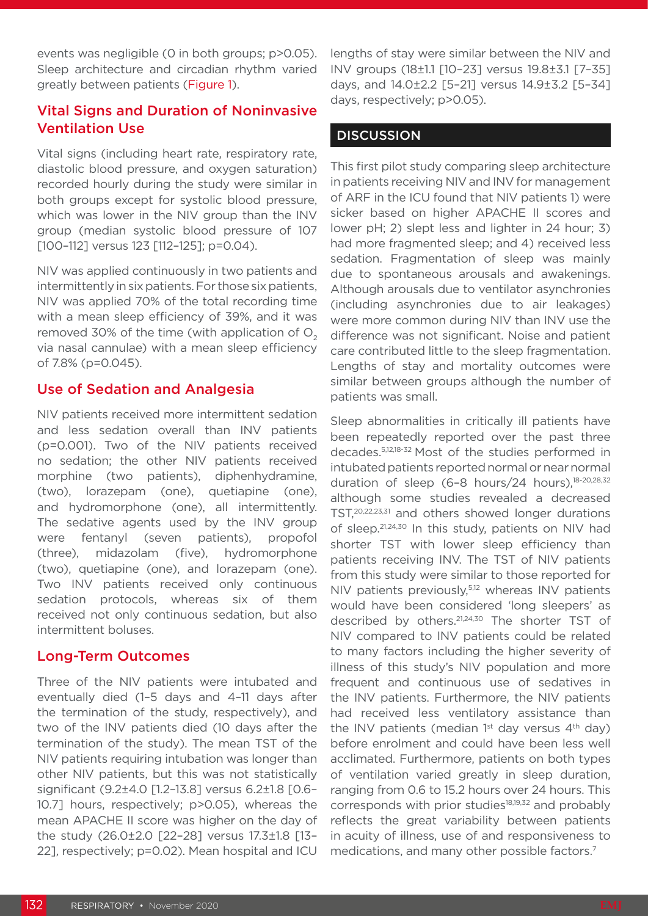events was negligible (0 in both groups; p>0.05). Sleep architecture and circadian rhythm varied greatly between patients (Figure 1).

### Vital Signs and Duration of Noninvasive Ventilation Use

Vital signs (including heart rate, respiratory rate, diastolic blood pressure, and oxygen saturation) recorded hourly during the study were similar in both groups except for systolic blood pressure, which was lower in the NIV group than the INV group (median systolic blood pressure of 107 [100–112] versus 123 [112–125]; p=0.04).

NIV was applied continuously in two patients and intermittently in six patients. For those six patients, NIV was applied 70% of the total recording time with a mean sleep efficiency of 39%, and it was removed 30% of the time (with application of $O_2$ via nasal cannulae) with a mean sleep efficiency of 7.8% (p=0.045).

### Use of Sedation and Analgesia

NIV patients received more intermittent sedation and less sedation overall than INV patients (p=0.001). Two of the NIV patients received no sedation; the other NIV patients received morphine (two patients), diphenhydramine, (two), lorazepam (one), quetiapine (one), and hydromorphone (one), all intermittently. The sedative agents used by the INV group were fentanyl (seven patients), propofol (three), midazolam (five), hydromorphone (two), quetiapine (one), and lorazepam (one). Two INV patients received only continuous sedation protocols, whereas six of them received not only continuous sedation, but also intermittent boluses.

### Long-Term Outcomes

Three of the NIV patients were intubated and eventually died (1–5 days and 4–11 days after the termination of the study, respectively), and two of the INV patients died (10 days after the termination of the study). The mean TST of the NIV patients requiring intubation was longer than other NIV patients, but this was not statistically significant (9.2±4.0 [1.2–13.8] versus 6.2±1.8 [0.6–10.7] hours, respectively; p>0.05), whereas the mean APACHE II score was higher on the day of the study (26.0±2.0 [22–28] versus 17.3±1.8 [13–22], respectively; p=0.02). Mean hospital and ICU lengths of stay were similar between the NIV and INV groups (18±1.1 [10–23] versus 19.8±3.1 [7–35] days, and 14.0±2.2 [5–21] versus 14.9±3.2 [5–34] days, respectively; p>0.05).

## DISCUSSION

This first pilot study comparing sleep architecture in patients receiving NIV and INV for management of ARF in the ICU found that NIV patients 1) were sicker based on higher APACHE II scores and lower pH; 2) slept less and lighter in 24 hour; 3) had more fragmented sleep; and 4) received less sedation. Fragmentation of sleep was mainly due to spontaneous arousals and awakenings. Although arousals due to ventilator asynchronies (including asynchronies due to air leakages) were more common during NIV than INV use the difference was not significant. Noise and patient care contributed little to the sleep fragmentation. Lengths of stay and mortality outcomes were similar between groups although the number of patients was small.

Sleep abnormalities in critically ill patients have been repeatedly reported over the past three decades.[5,12,18-32] Most of the studies performed in intubated patients reported normal or near normal duration of sleep (6–8 hours/24 hours),[18-20,28,32] although some studies revealed a decreased TST,[20,22,23,31] and others showed longer durations of sleep.[21,24,30] In this study, patients on NIV had shorter TST with lower sleep efficiency than patients receiving INV. The TST of NIV patients from this study were similar to those reported for NIV patients previously,[5,12] whereas INV patients would have been considered 'long sleepers' as described by others.[21,24,30] The shorter TST of NIV compared to INV patients could be related to many factors including the higher severity of illness of this study's NIV population and more frequent and continuous use of sedatives in the INV patients. Furthermore, the NIV patients had received less ventilatory assistance than the INV patients (median 1st day versus 4th day) before enrolment and could have been less well acclimated. Furthermore, patients on both types of ventilation varied greatly in sleep duration, ranging from 0.6 to 15.2 hours over 24 hours. This corresponds with prior studies[18,19,32] and probably reflects the great variability between patients in acuity of illness, use of and responsiveness to medications, and many other possible factors.[7]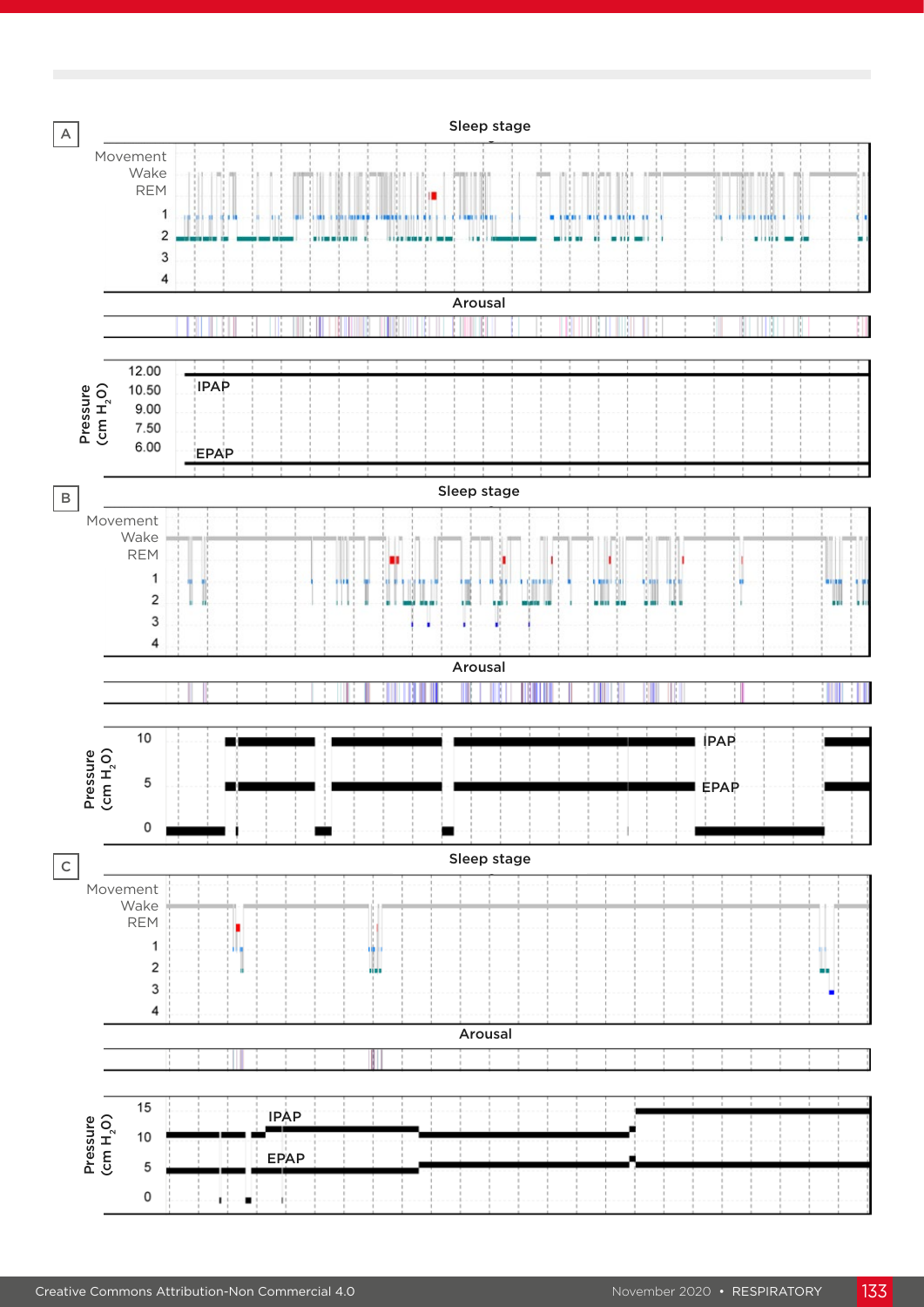A

Sleep stage

Movement
Wake
REM
1
2
3
4

Arousal

Pressure (cm $H_2O$)

12.00
10.50
9.00
7.50
6.00

IPAP

EPAP

B

Sleep stage

Movement
Wake
REM
1
2
3
4

Arousal

Pressure (cm $H_2O$)

10
5
0

IPAP

EPAP

C

Sleep stage

Movement
Wake
REM
1
2
3
4

Arousal

Pressure (cm $H_2O$)

15
10
5
0

IPAP

EPAP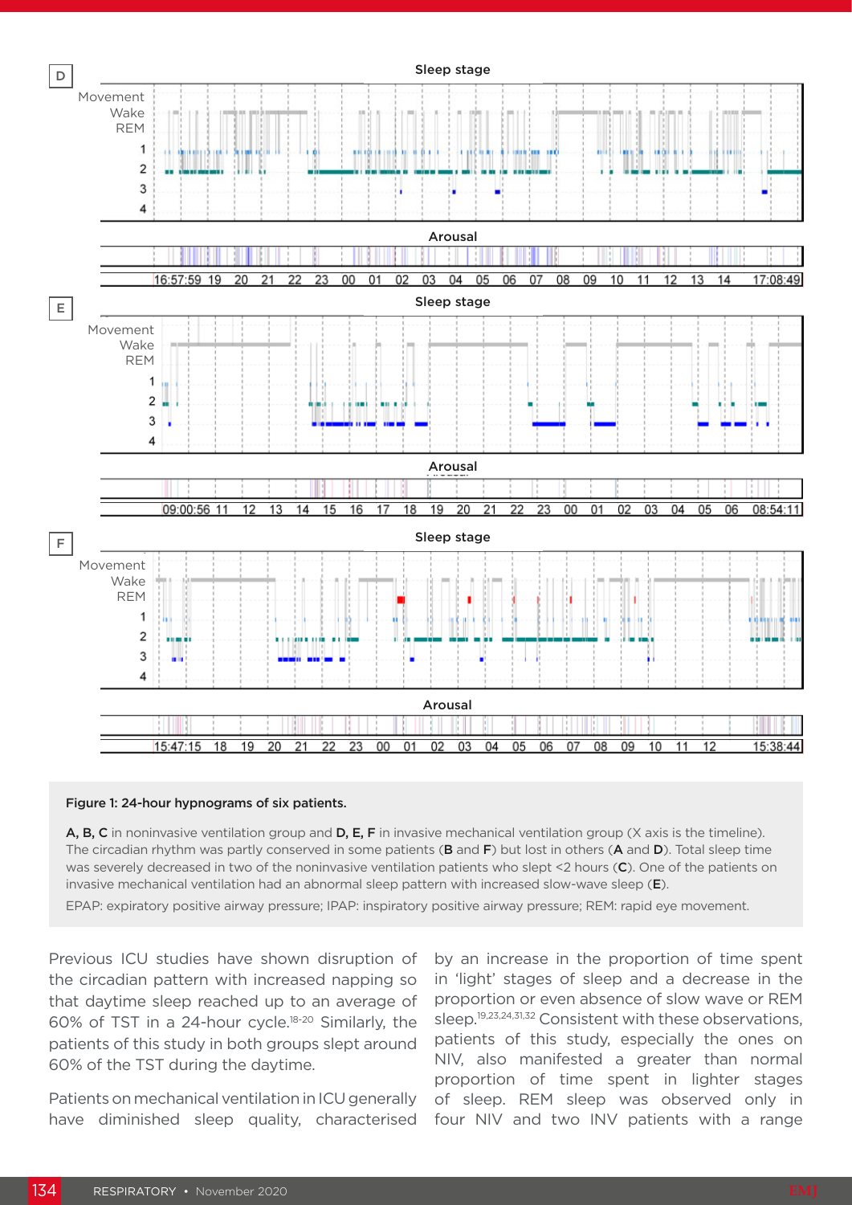**Figure 1: 24-hour hypnograms of six patients.**

**A**, **B**, **C** in noninvasive ventilation group and **D**, **E**, **F** in invasive mechanical ventilation group (X axis is the timeline). The circadian rhythm was partly conserved in some patients (**B** and **F**) but lost in others (**A** and **D**). Total sleep time was severely decreased in two of the noninvasive ventilation patients who slept <2 hours (**C**). One of the patients on invasive mechanical ventilation had an abnormal sleep pattern with increased slow-wave sleep (**E**).

EPAP: expiratory positive airway pressure; IPAP: inspiratory positive airway pressure; REM: rapid eye movement.

Previous ICU studies have shown disruption of the circadian pattern with increased napping so that daytime sleep reached up to an average of 60% of TST in a 24-hour cycle.[18-20] Similarly, the patients of this study in both groups slept around 60% of the TST during the daytime.

Patients on mechanical ventilation in ICU generally have diminished sleep quality, characterised by an increase in the proportion of time spent in 'light' stages of sleep and a decrease in the proportion or even absence of slow wave or REM sleep.[19,23,24,31,32] Consistent with these observations, patients of this study, especially the ones on NIV, also manifested a greater than normal proportion of time spent in lighter stages of sleep. REM sleep was observed only in four NIV and two INV patients with a range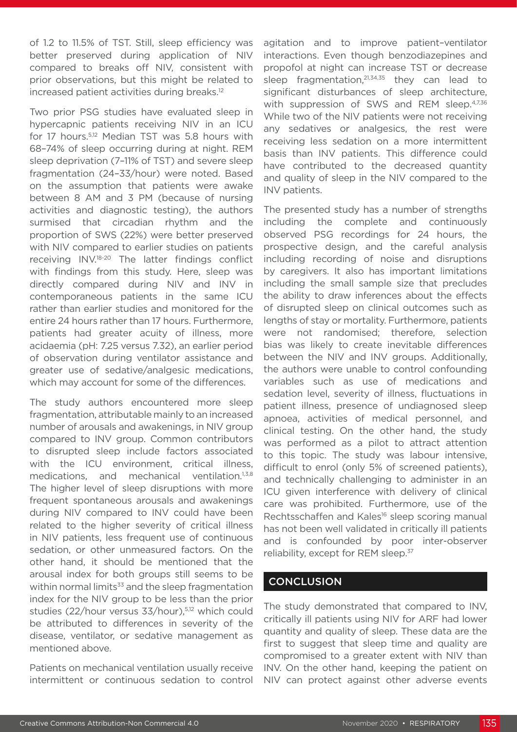of 1.2 to 11.5% of TST. Still, sleep efficiency was better preserved during application of NIV compared to breaks off NIV, consistent with prior observations, but this might be related to increased patient activities during breaks.[12]

Two prior PSG studies have evaluated sleep in hypercapnic patients receiving NIV in an ICU for 17 hours.[5,12] Median TST was 5.8 hours with 68–74% of sleep occurring during at night. REM sleep deprivation (7–11% of TST) and severe sleep fragmentation (24–33/hour) were noted. Based on the assumption that patients were awake between 8 AM and 3 PM (because of nursing activities and diagnostic testing), the authors surmised that circadian rhythm and the proportion of SWS (22%) were better preserved with NIV compared to earlier studies on patients receiving INV.[18-20] The latter findings conflict with findings from this study. Here, sleep was directly compared during NIV and INV in contemporaneous patients in the same ICU rather than earlier studies and monitored for the entire 24 hours rather than 17 hours. Furthermore, patients had greater acuity of illness, more acidaemia (pH: 7.25 versus 7.32), an earlier period of observation during ventilator assistance and greater use of sedative/analgesic medications, which may account for some of the differences.

The study authors encountered more sleep fragmentation, attributable mainly to an increased number of arousals and awakenings, in NIV group compared to INV group. Common contributors to disrupted sleep include factors associated with the ICU environment, critical illness, medications, and mechanical ventilation.[1,3,8] The higher level of sleep disruptions with more frequent spontaneous arousals and awakenings during NIV compared to INV could have been related to the higher severity of critical illness in NIV patients, less frequent use of continuous sedation, or other unmeasured factors. On the other hand, it should be mentioned that the arousal index for both groups still seems to be within normal limits[33] and the sleep fragmentation index for the NIV group to be less than the prior studies (22/hour versus 33/hour),[5,12] which could be attributed to differences in severity of the disease, ventilator, or sedative management as mentioned above.

Patients on mechanical ventilation usually receive intermittent or continuous sedation to control agitation and to improve patient–ventilator interactions. Even though benzodiazepines and propofol at night can increase TST or decrease sleep fragmentation,[21,34,35] they can lead to significant disturbances of sleep architecture, with suppression of SWS and REM sleep.[4,7,36] While two of the NIV patients were not receiving any sedatives or analgesics, the rest were receiving less sedation on a more intermittent basis than INV patients. This difference could have contributed to the decreased quantity and quality of sleep in the NIV compared to the INV patients.

The presented study has a number of strengths including the complete and continuously observed PSG recordings for 24 hours, the prospective design, and the careful analysis including recording of noise and disruptions by caregivers. It also has important limitations including the small sample size that precludes the ability to draw inferences about the effects of disrupted sleep on clinical outcomes such as lengths of stay or mortality. Furthermore, patients were not randomised; therefore, selection bias was likely to create inevitable differences between the NIV and INV groups. Additionally, the authors were unable to control confounding variables such as use of medications and sedation level, severity of illness, fluctuations in patient illness, presence of undiagnosed sleep apnoea, activities of medical personnel, and clinical testing. On the other hand, the study was performed as a pilot to attract attention to this topic. The study was labour intensive, difficult to enrol (only 5% of screened patients), and technically challenging to administer in an ICU given interference with delivery of clinical care was prohibited. Furthermore, use of the Rechtsschaffen and Kales[16] sleep scoring manual has not been well validated in critically ill patients and is confounded by poor inter-observer reliability, except for REM sleep.[37]

## CONCLUSION

The study demonstrated that compared to INV, critically ill patients using NIV for ARF had lower quantity and quality of sleep. These data are the first to suggest that sleep time and quality are compromised to a greater extent with NIV than INV. On the other hand, keeping the patient on NIV can protect against other adverse events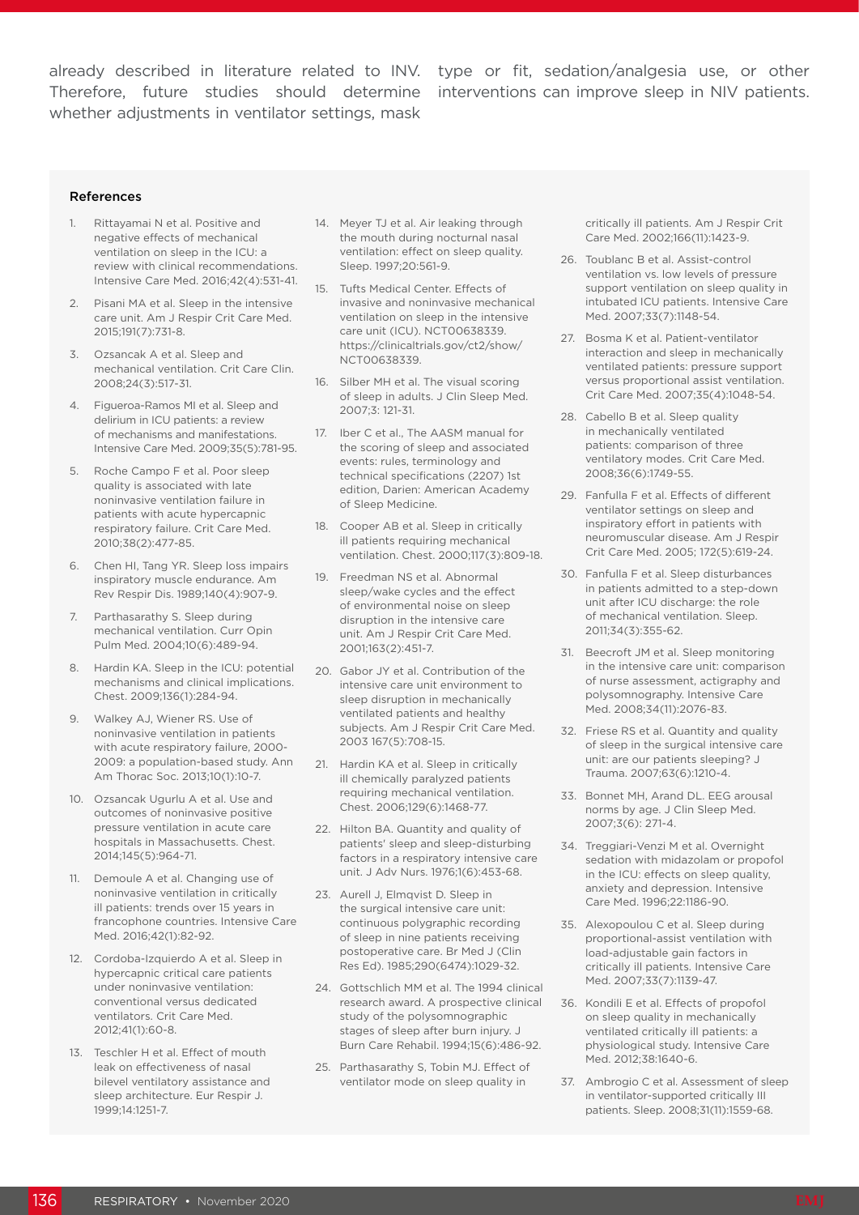already described in literature related to INV. Therefore, future studies should determine whether adjustments in ventilator settings, mask type or fit, sedation/analgesia use, or other interventions can improve sleep in NIV patients.

### References

1. Rittayamai N et al. Positive and negative effects of mechanical ventilation on sleep in the ICU: a review with clinical recommendations. Intensive Care Med. 2016;42(4):531-41.
2. Pisani MA et al. Sleep in the intensive care unit. Am J Respir Crit Care Med. 2015;191(7):731-8.
3. Ozsancak A et al. Sleep and mechanical ventilation. Crit Care Clin. 2008;24(3):517-31.
4. Figueroa-Ramos MI et al. Sleep and delirium in ICU patients: a review of mechanisms and manifestations. Intensive Care Med. 2009;35(5):781-95.
5. Roche Campo F et al. Poor sleep quality is associated with late noninvasive ventilation failure in patients with acute hypercapnic respiratory failure. Crit Care Med. 2010;38(2):477-85.
6. Chen HI, Tang YR. Sleep loss impairs inspiratory muscle endurance. Am Rev Respir Dis. 1989;140(4):907-9.
7. Parthasarathy S. Sleep during mechanical ventilation. Curr Opin Pulm Med. 2004;10(6):489-94.
8. Hardin KA. Sleep in the ICU: potential mechanisms and clinical implications. Chest. 2009;136(1):284-94.
9. Walkey AJ, Wiener RS. Use of noninvasive ventilation in patients with acute respiratory failure, 2000-2009: a population-based study. Ann Am Thorac Soc. 2013;10(1):10-7.
10. Ozsancak Ugurlu A et al. Use and outcomes of noninvasive positive pressure ventilation in acute care hospitals in Massachusetts. Chest. 2014;145(5):964-71.
11. Demoule A et al. Changing use of noninvasive ventilation in critically ill patients: trends over 15 years in francophone countries. Intensive Care Med. 2016;42(1):82-92.
12. Cordoba-Izquierdo A et al. Sleep in hypercapnic critical care patients under noninvasive ventilation: conventional versus dedicated ventilators. Crit Care Med. 2012;41(1):60-8.
13. Teschler H et al. Effect of mouth leak on effectiveness of nasal bilevel ventilatory assistance and sleep architecture. Eur Respir J. 1999;14:1251-7.
14. Meyer TJ et al. Air leaking through the mouth during nocturnal nasal ventilation: effect on sleep quality. Sleep. 1997;20:561-9.
15. Tufts Medical Center. Effects of invasive and noninvasive mechanical ventilation on sleep in the intensive care unit (ICU). NCT00638339. https://clinicaltrials.gov/ct2/show/NCT00638339.
16. Silber MH et al. The visual scoring of sleep in adults. J Clin Sleep Med. 2007;3: 121-31.
17. Iber C et al., The AASM manual for the scoring of sleep and associated events: rules, terminology and technical specifications (2207) 1st edition, Darien: American Academy of Sleep Medicine.
18. Cooper AB et al. Sleep in critically ill patients requiring mechanical ventilation. Chest. 2000;117(3):809-18.
19. Freedman NS et al. Abnormal sleep/wake cycles and the effect of environmental noise on sleep disruption in the intensive care unit. Am J Respir Crit Care Med. 2001;163(2):451-7.
20. Gabor JY et al. Contribution of the intensive care unit environment to sleep disruption in mechanically ventilated patients and healthy subjects. Am J Respir Crit Care Med. 2003 167(5):708-15.
21. Hardin KA et al. Sleep in critically ill chemically paralyzed patients requiring mechanical ventilation. Chest. 2006;129(6):1468-77.
22. Hilton BA. Quantity and quality of patients' sleep and sleep-disturbing factors in a respiratory intensive care unit. J Adv Nurs. 1976;1(6):453-68.
23. Aurell J, Elmqvist D. Sleep in the surgical intensive care unit: continuous polygraphic recording of sleep in nine patients receiving postoperative care. Br Med J (Clin Res Ed). 1985;290(6474):1029-32.
24. Gottschlich MM et al. The 1994 clinical research award. A prospective clinical study of the polysomnographic stages of sleep after burn injury. J Burn Care Rehabil. 1994;15(6):486-92.
25. Parthasarathy S, Tobin MJ. Effect of ventilator mode on sleep quality in critically ill patients. Am J Respir Crit Care Med. 2002;166(11):1423-9.
26. Toublanc B et al. Assist-control ventilation vs. low levels of pressure support ventilation on sleep quality in intubated ICU patients. Intensive Care Med. 2007;33(7):1148-54.
27. Bosma K et al. Patient-ventilator interaction and sleep in mechanically ventilated patients: pressure support versus proportional assist ventilation. Crit Care Med. 2007;35(4):1048-54.
28. Cabello B et al. Sleep quality in mechanically ventilated patients: comparison of three ventilatory modes. Crit Care Med. 2008;36(6):1749-55.
29. Fanfulla F et al. Effects of different ventilator settings on sleep and inspiratory effort in patients with neuromuscular disease. Am J Respir Crit Care Med. 2005; 172(5):619-24.
30. Fanfulla F et al. Sleep disturbances in patients admitted to a step-down unit after ICU discharge: the role of mechanical ventilation. Sleep. 2011;34(3):355-62.
31. Beecroft JM et al. Sleep monitoring in the intensive care unit: comparison of nurse assessment, actigraphy and polysomnography. Intensive Care Med. 2008;34(11):2076-83.
32. Friese RS et al. Quantity and quality of sleep in the surgical intensive care unit: are our patients sleeping? J Trauma. 2007;63(6):1210-4.
33. Bonnet MH, Arand DL. EEG arousal norms by age. J Clin Sleep Med. 2007;3(6): 271-4.
34. Treggiari-Venzi M et al. Overnight sedation with midazolam or propofol in the ICU: effects on sleep quality, anxiety and depression. Intensive Care Med. 1996;22:1186-90.
35. Alexopoulou C et al. Sleep during proportional-assist ventilation with load-adjustable gain factors in critically ill patients. Intensive Care Med. 2007;33(7):1139-47.
36. Kondili E et al. Effects of propofol on sleep quality in mechanically ventilated critically ill patients: a physiological study. Intensive Care Med. 2012;38:1640-6.
37. Ambrogio C et al. Assessment of sleep in ventilator-supported critically III patients. Sleep. 2008;31(11):1559-68.